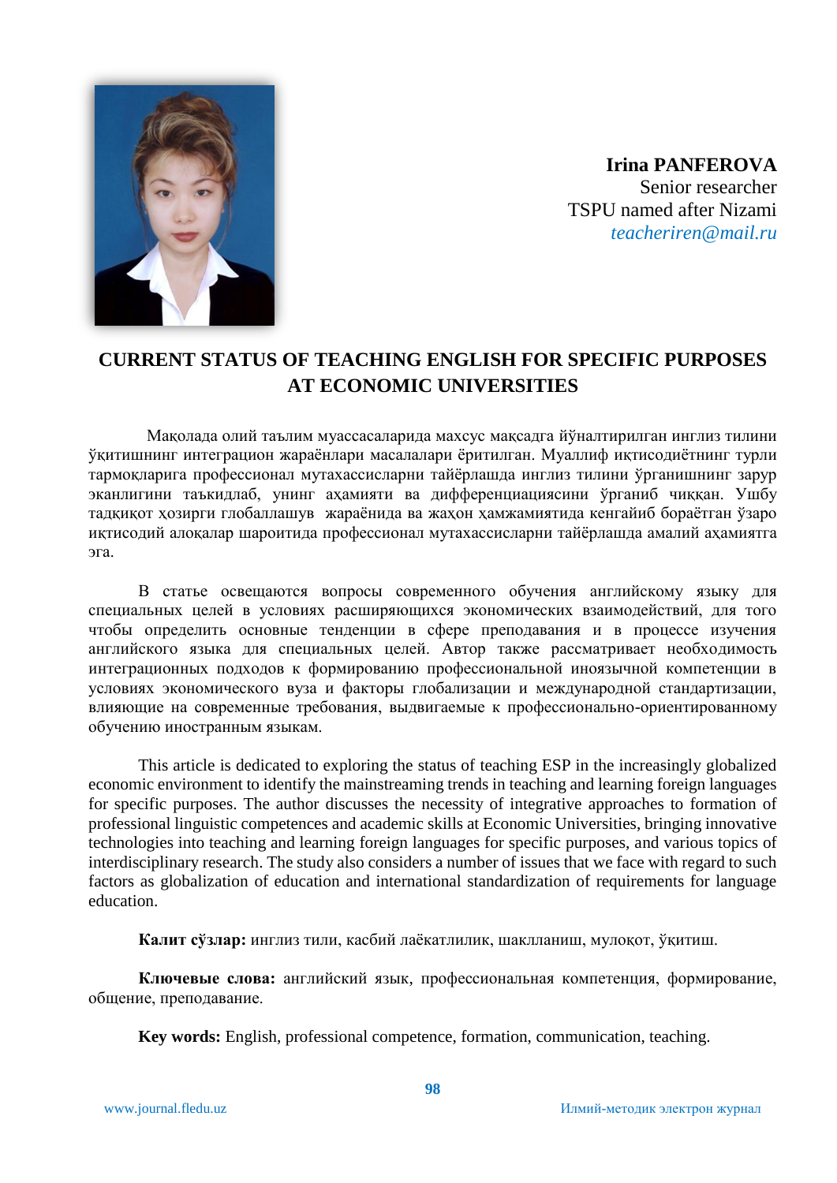**Irina PANFEROVA**
Senior researcher
TSPU named after Nizami
*teacheriren@mail.ru*

# CURRENT STATUS OF TEACHING ENGLISH FOR SPECIFIC PURPOSES AT ECONOMIC UNIVERSITIES

Мақолада олий таълим муассасаларида махсус мақсадга йўналтирилган инглиз тилини ўқитишнинг интеграцион жараёнлари масалалари ёритилган. Муаллиф иқтисодиётнинг турли тармоқларига профессионал мутахассисларни тайёрлашда инглиз тилини ўрганишнинг зарур эканлигини таъкидлаб, унинг аҳамияти ва дифференциациясини ўрганиб чиққан. Ушбу тадқиқот хозирги глобаллашув жараёнида ва жаҳон ҳамжамиятида кенгайиб бораётган ўзаро иқтисодий алоқалар шароитида профессионал мутахассисларни тайёрлашда амалий аҳамиятга эга.

В статье освещаются вопросы современного обучения английскому языку для специальных целей в условиях расширяющихся экономических взаимодействий, для того чтобы определить основные тенденции в сфере преподавания и в процессе изучения английского языка для специальных целей. Автор также рассматривает необходимость интеграционных подходов к формированию профессиональной иноязычной компетенции в условиях экономического вуза и факторы глобализации и международной стандартизации, влияющие на современные требования, выдвигаемые к профессионально-ориентированному обучению иностранным языкам.

This article is dedicated to exploring the status of teaching ESP in the increasingly globalized economic environment to identify the mainstreaming trends in teaching and learning foreign languages for specific purposes. The author discusses the necessity of integrative approaches to formation of professional linguistic competences and academic skills at Economic Universities, bringing innovative technologies into teaching and learning foreign languages for specific purposes, and various topics of interdisciplinary research. The study also considers a number of issues that we face with regard to such factors as globalization of education and international standardization of requirements for language education.

**Калит сўзлар:** инглиз тили, касбий лаёқатлилик, шаклланиш, мулоқот, ўқитиш.

**Ключевые слова:** английский язык, профессиональная компетенция, формирование, общение, преподавание.

**Key words:** English, professional competence, formation, communication, teaching.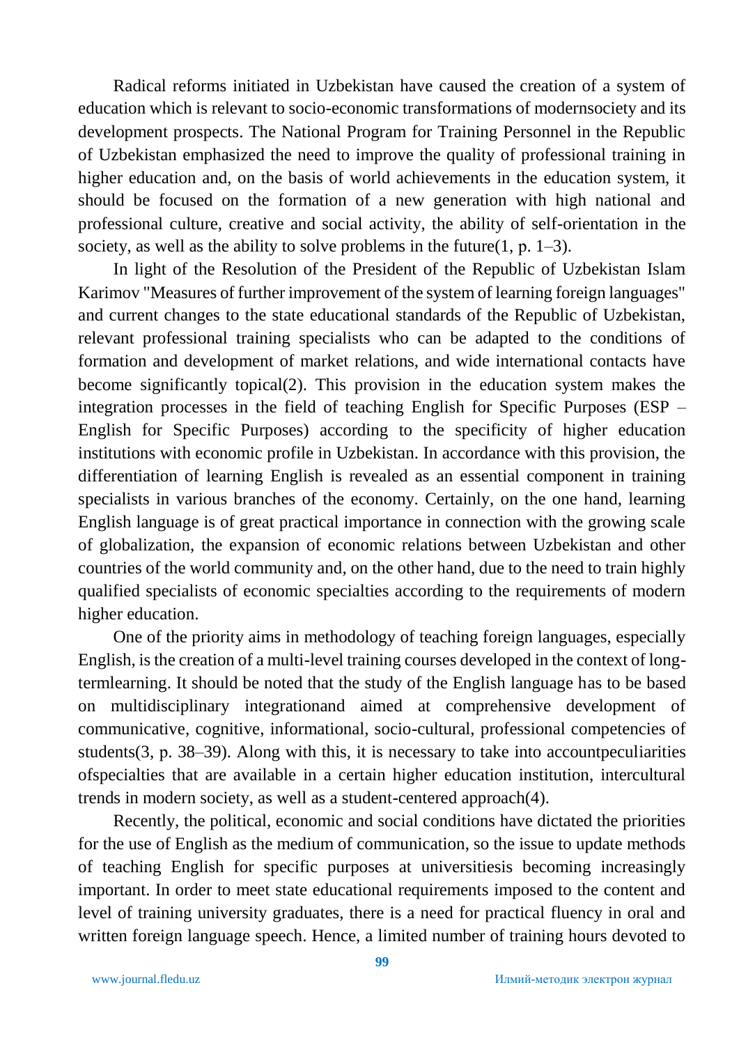Radical reforms initiated in Uzbekistan have caused the creation of a system of education which is relevant to socio-economic transformations of modernsociety and its development prospects. The National Program for Training Personnel in the Republic of Uzbekistan emphasized the need to improve the quality of professional training in higher education and, on the basis of world achievements in the education system, it should be focused on the formation of a new generation with high national and professional culture, creative and social activity, the ability of self-orientation in the society, as well as the ability to solve problems in the future(1, p. 1–3).

In light of the Resolution of the President of the Republic of Uzbekistan Islam Karimov "Measures of further improvement of the system of learning foreign languages" and current changes to the state educational standards of the Republic of Uzbekistan, relevant professional training specialists who can be adapted to the conditions of formation and development of market relations, and wide international contacts have become significantly topical(2). This provision in the education system makes the integration processes in the field of teaching English for Specific Purposes (ESP – English for Specific Purposes) according to the specificity of higher education institutions with economic profile in Uzbekistan. In accordance with this provision, the differentiation of learning English is revealed as an essential component in training specialists in various branches of the economy. Certainly, on the one hand, learning English language is of great practical importance in connection with the growing scale of globalization, the expansion of economic relations between Uzbekistan and other countries of the world community and, on the other hand, due to the need to train highly qualified specialists of economic specialties according to the requirements of modern higher education.

One of the priority aims in methodology of teaching foreign languages, especially English, is the creation of a multi-level training courses developed in the context of long-termlearning. It should be noted that the study of the English language has to be based on multidisciplinary integrationand aimed at comprehensive development of communicative, cognitive, informational, socio-cultural, professional competencies of students(3, p. 38–39). Along with this, it is necessary to take into accountpeculiarities ofspecialties that are available in a certain higher education institution, intercultural trends in modern society, as well as a student-centered approach(4).

Recently, the political, economic and social conditions have dictated the priorities for the use of English as the medium of communication, so the issue to update methods of teaching English for specific purposes at universitiesis becoming increasingly important. In order to meet state educational requirements imposed to the content and level of training university graduates, there is a need for practical fluency in oral and written foreign language speech. Hence, a limited number of training hours devoted to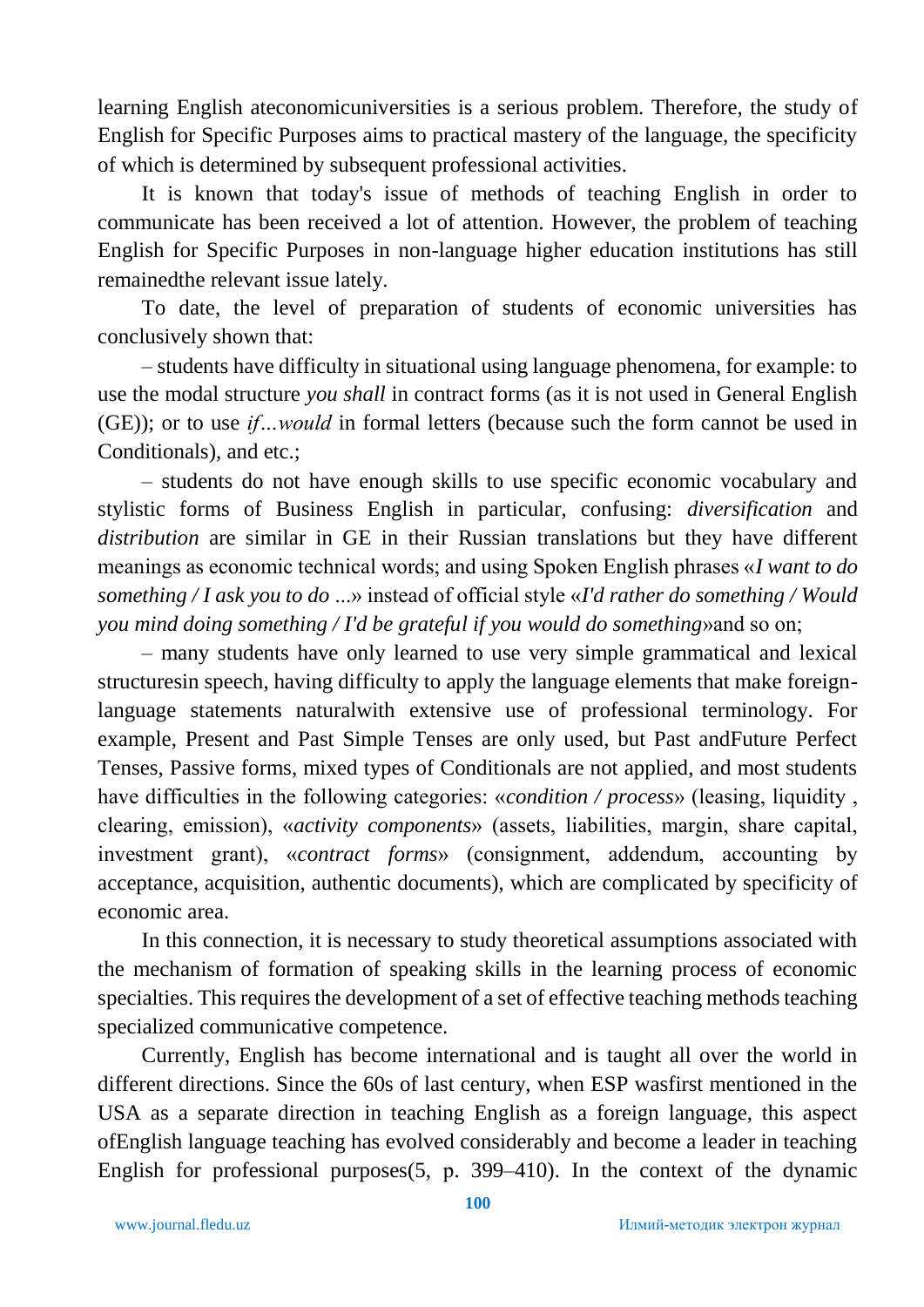learning English ateconomicuniversities is a serious problem. Therefore, the study of English for Specific Purposes aims to practical mastery of the language, the specificity of which is determined by subsequent professional activities.

It is known that today's issue of methods of teaching English in order to communicate has been received a lot of attention. However, the problem of teaching English for Specific Purposes in non-language higher education institutions has still remainedthe relevant issue lately.

To date, the level of preparation of students of economic universities has conclusively shown that:

– students have difficulty in situational using language phenomena, for example: to use the modal structure *you shall* in contract forms (as it is not used in General English (GE)); or to use *if…would* in formal letters (because such the form cannot be used in Conditionals), and etc.;

– students do not have enough skills to use specific economic vocabulary and stylistic forms of Business English in particular, confusing: *diversification* and *distribution* are similar in GE in their Russian translations but they have different meanings as economic technical words; and using Spoken English phrases «*I want to do something / I ask you to do …*» instead of official style «*I'd rather do something / Would you mind doing something / I'd be grateful if you would do something*»and so on;

– many students have only learned to use very simple grammatical and lexical structuresin speech, having difficulty to apply the language elements that make foreign-language statements naturalwith extensive use of professional terminology. For example, Present and Past Simple Tenses are only used, but Past andFuture Perfect Tenses, Passive forms, mixed types of Conditionals are not applied, and most students have difficulties in the following categories: «*condition / process*» (leasing, liquidity , clearing, emission), «*activity components*» (assets, liabilities, margin, share capital, investment grant), «*contract forms*» (consignment, addendum, accounting by acceptance, acquisition, authentic documents), which are complicated by specificity of economic area.

In this connection, it is necessary to study theoretical assumptions associated with the mechanism of formation of speaking skills in the learning process of economic specialties. This requires the development of a set of effective teaching methods teaching specialized communicative competence.

Currently, English has become international and is taught all over the world in different directions. Since the 60s of last century, when ESP wasfirst mentioned in the USA as a separate direction in teaching English as a foreign language, this aspect ofEnglish language teaching has evolved considerably and become a leader in teaching English for professional purposes(5, p. 399–410). In the context of the dynamic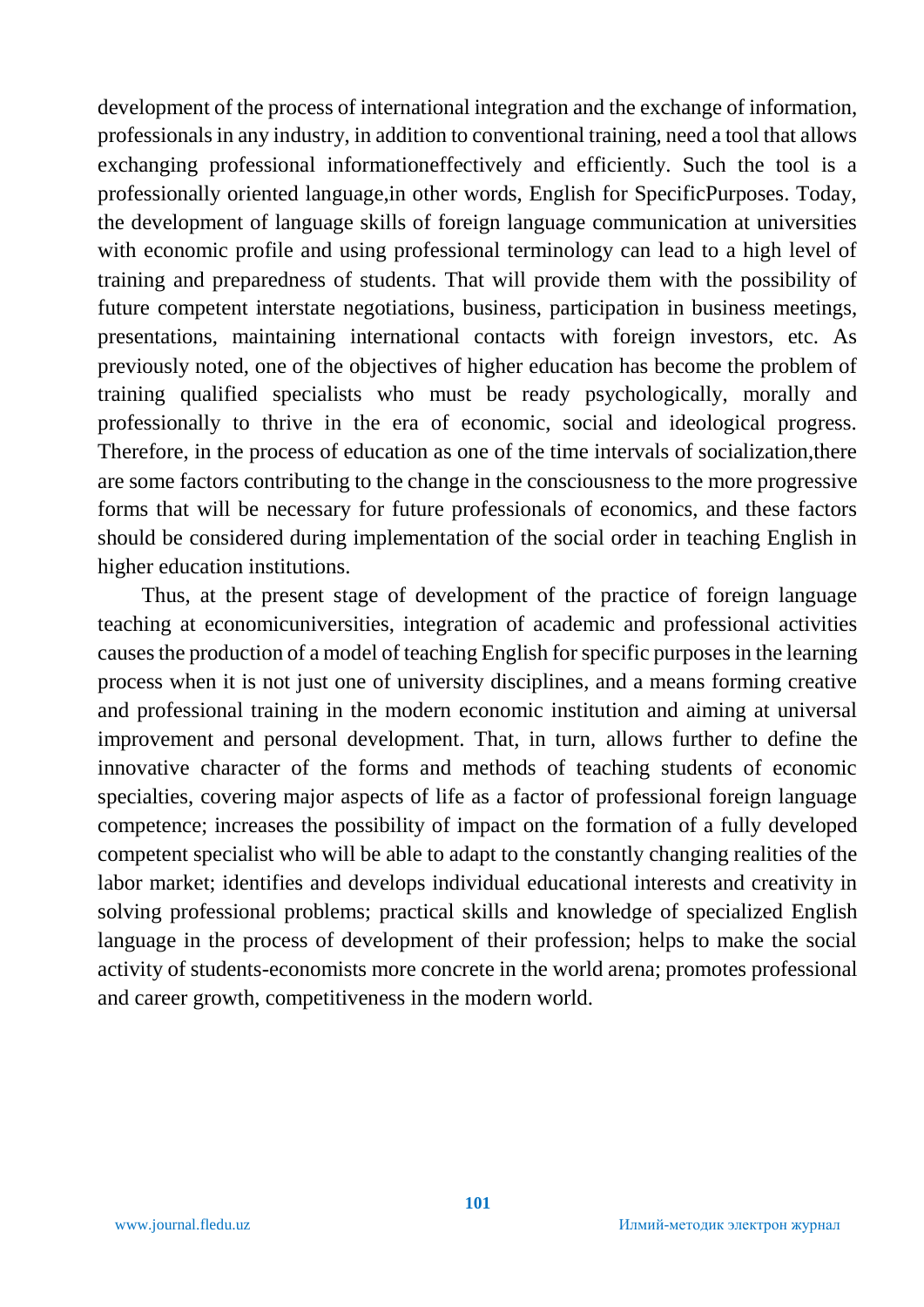development of the process of international integration and the exchange of information, professionals in any industry, in addition to conventional training, need a tool that allows exchanging professional informationeffectively and efficiently. Such the tool is a professionally oriented language,in other words, English for SpecificPurposes. Today, the development of language skills of foreign language communication at universities with economic profile and using professional terminology can lead to a high level of training and preparedness of students. That will provide them with the possibility of future competent interstate negotiations, business, participation in business meetings, presentations, maintaining international contacts with foreign investors, etc. As previously noted, one of the objectives of higher education has become the problem of training qualified specialists who must be ready psychologically, morally and professionally to thrive in the era of economic, social and ideological progress. Therefore, in the process of education as one of the time intervals of socialization,there are some factors contributing to the change in the consciousness to the more progressive forms that will be necessary for future professionals of economics, and these factors should be considered during implementation of the social order in teaching English in higher education institutions.

Thus, at the present stage of development of the practice of foreign language teaching at economicuniversities, integration of academic and professional activities causes the production of a model of teaching English for specific purposes in the learning process when it is not just one of university disciplines, and a means forming creative and professional training in the modern economic institution and aiming at universal improvement and personal development. That, in turn, allows further to define the innovative character of the forms and methods of teaching students of economic specialties, covering major aspects of life as a factor of professional foreign language competence; increases the possibility of impact on the formation of a fully developed competent specialist who will be able to adapt to the constantly changing realities of the labor market; identifies and develops individual educational interests and creativity in solving professional problems; practical skills and knowledge of specialized English language in the process of development of their profession; helps to make the social activity of students-economists more concrete in the world arena; promotes professional and career growth, competitiveness in the modern world.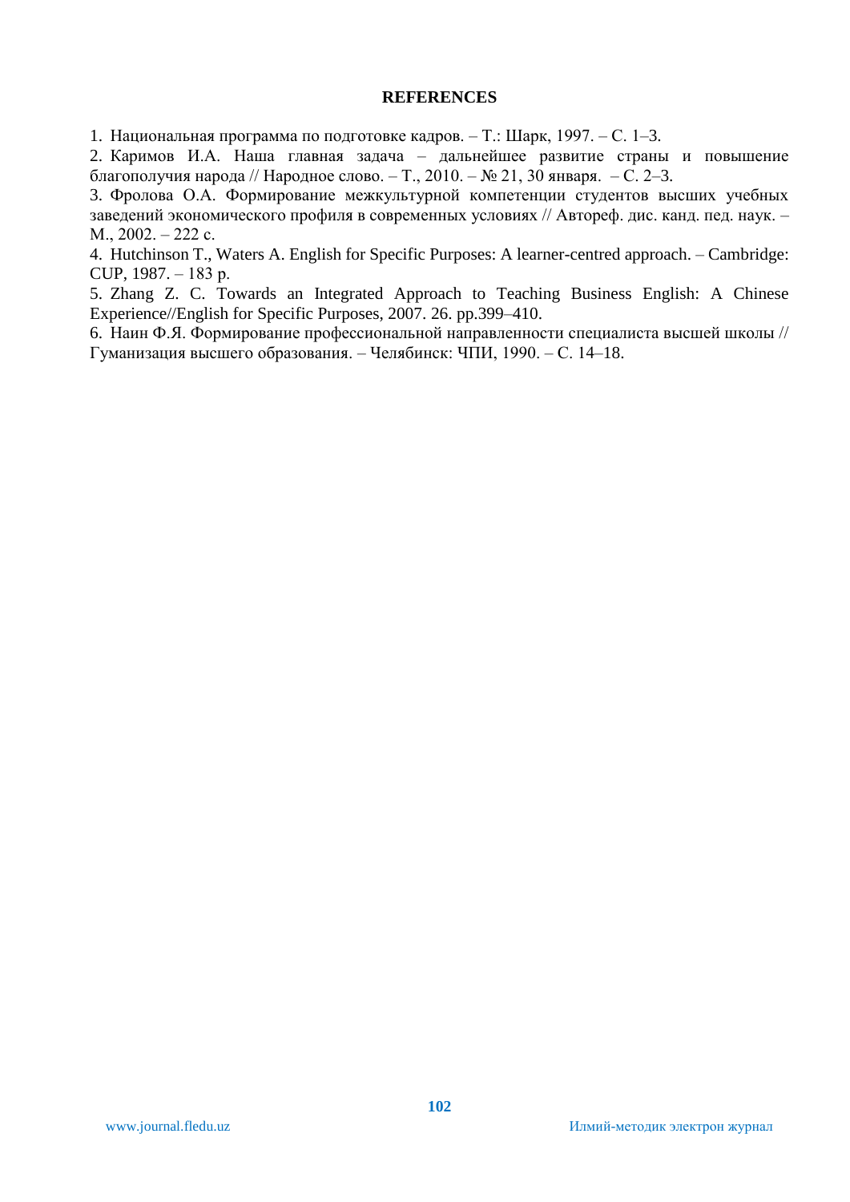## REFERENCES

1. Национальная программа по подготовке кадров. – Т.: Шарк, 1997. – С. 1–3.
2. Каримов И.А. Наша главная задача – дальнейшее развитие страны и повышение благополучия народа // Народное слово. – Т., 2010. – № 21, 30 января. – С. 2–3.
3. Фролова О.А. Формирование межкультурной компетенции студентов высших учебных заведений экономического профиля в современных условиях // Автореф. дис. канд. пед. наук. – М., 2002. – 222 с.
4. Hutchinson T., Waters A. English for Specific Purposes: A learner-centred approach. – Cambridge: CUP, 1987. – 183 p.
5. Zhang Z. C. Towards an Integrated Approach to Teaching Business English: A Chinese Experience//English for Specific Purposes, 2007. 26. pp.399–410.
6. Наин Ф.Я. Формирование профессиональной направленности специалиста высшей школы // Гуманизация высшего образования. – Челябинск: ЧПИ, 1990. – С. 14–18.